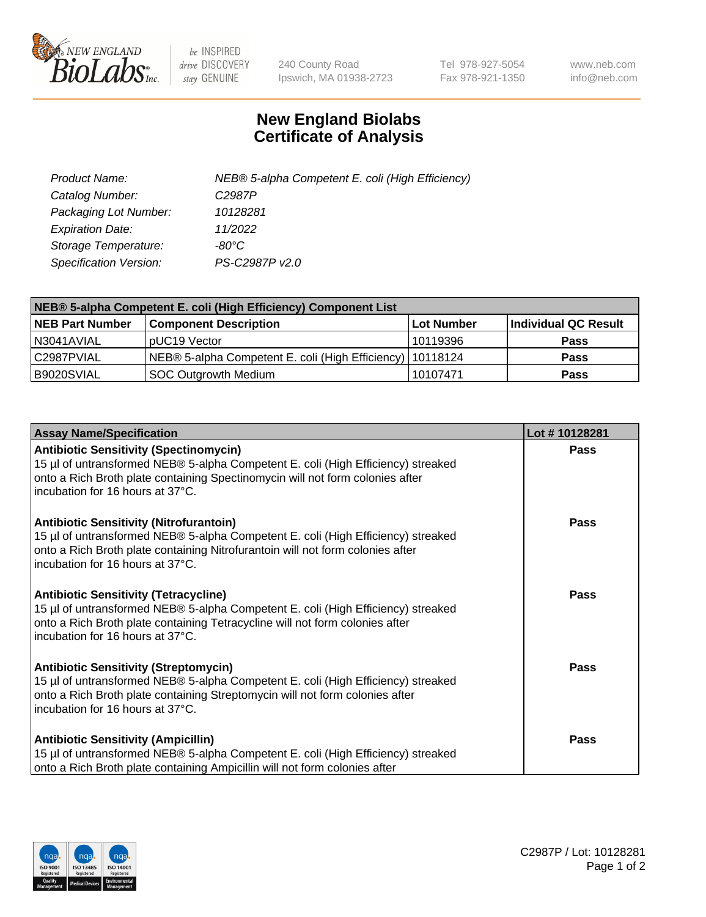NEW ENGLAND BioLabs Inc. — be INSPIRED drive DISCOVERY stay GENUINE

240 County Road
Ipswich, MA 01938-2723

Tel 978-927-5054
Fax 978-921-1350

www.neb.com
info@neb.com

# New England Biolabs
# Certificate of Analysis

| | |
|---|---|
| *Product Name:* | *NEB® 5-alpha Competent E. coli (High Efficiency)* |
| *Catalog Number:* | *C2987P* |
| *Packaging Lot Number:* | *10128281* |
| *Expiration Date:* | *11/2022* |
| *Storage Temperature:* | *-80°C* |
| *Specification Version:* | *PS-C2987P v2.0* |

| NEB® 5-alpha Competent E. coli (High Efficiency) Component List | | | |
|---|---|---|---|
| **NEB Part Number** | **Component Description** | **Lot Number** | **Individual QC Result** |
| N3041AVIAL | pUC19 Vector | 10119396 | **Pass** |
| C2987PVIAL | NEB® 5-alpha Competent E. coli (High Efficiency) | 10118124 | **Pass** |
| B9020SVIAL | SOC Outgrowth Medium | 10107471 | **Pass** |

| Assay Name/Specification | Lot # 10128281 |
|---|---|
| **Antibiotic Sensitivity (Spectinomycin)**<br>15 µl of untransformed NEB® 5-alpha Competent E. coli (High Efficiency) streaked onto a Rich Broth plate containing Spectinomycin will not form colonies after incubation for 16 hours at 37°C. | **Pass** |
| **Antibiotic Sensitivity (Nitrofurantoin)**<br>15 µl of untransformed NEB® 5-alpha Competent E. coli (High Efficiency) streaked onto a Rich Broth plate containing Nitrofurantoin will not form colonies after incubation for 16 hours at 37°C. | **Pass** |
| **Antibiotic Sensitivity (Tetracycline)**<br>15 µl of untransformed NEB® 5-alpha Competent E. coli (High Efficiency) streaked onto a Rich Broth plate containing Tetracycline will not form colonies after incubation for 16 hours at 37°C. | **Pass** |
| **Antibiotic Sensitivity (Streptomycin)**<br>15 µl of untransformed NEB® 5-alpha Competent E. coli (High Efficiency) streaked onto a Rich Broth plate containing Streptomycin will not form colonies after incubation for 16 hours at 37°C. | **Pass** |
| **Antibiotic Sensitivity (Ampicillin)**<br>15 µl of untransformed NEB® 5-alpha Competent E. coli (High Efficiency) streaked onto a Rich Broth plate containing Ampicillin will not form colonies after | **Pass** |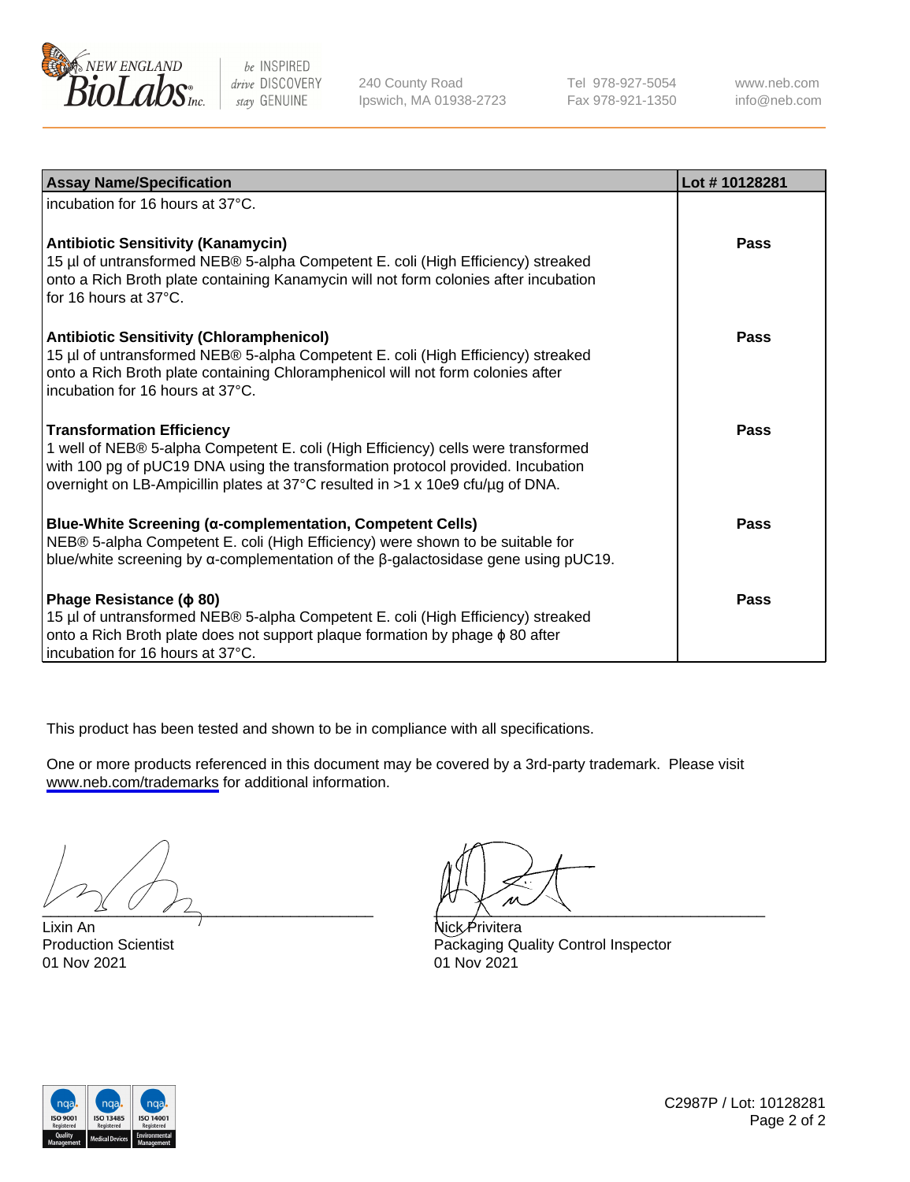| Assay Name/Specification | Lot # 10128281 |
| --- | --- |
| incubation for 16 hours at 37°C. | |
| **Antibiotic Sensitivity (Kanamycin)**<br>15 µl of untransformed NEB® 5-alpha Competent E. coli (High Efficiency) streaked onto a Rich Broth plate containing Kanamycin will not form colonies after incubation for 16 hours at 37°C. | **Pass** |
| **Antibiotic Sensitivity (Chloramphenicol)**<br>15 µl of untransformed NEB® 5-alpha Competent E. coli (High Efficiency) streaked onto a Rich Broth plate containing Chloramphenicol will not form colonies after incubation for 16 hours at 37°C. | **Pass** |
| **Transformation Efficiency**<br>1 well of NEB® 5-alpha Competent E. coli (High Efficiency) cells were transformed with 100 pg of pUC19 DNA using the transformation protocol provided. Incubation overnight on LB-Ampicillin plates at 37°C resulted in >1 x 10e9 cfu/µg of DNA. | **Pass** |
| **Blue-White Screening (α-complementation, Competent Cells)**<br>NEB® 5-alpha Competent E. coli (High Efficiency) were shown to be suitable for blue/white screening by α-complementation of the β-galactosidase gene using pUC19. | **Pass** |
| **Phage Resistance (ϕ 80)**<br>15 µl of untransformed NEB® 5-alpha Competent E. coli (High Efficiency) streaked onto a Rich Broth plate does not support plaque formation by phage ϕ 80 after incubation for 16 hours at 37°C. | **Pass** |

This product has been tested and shown to be in compliance with all specifications.

One or more products referenced in this document may be covered by a 3rd-party trademark. Please visit www.neb.com/trademarks for additional information.

Lixin An
Production Scientist
01 Nov 2021

Nick Privitera
Packaging Quality Control Inspector
01 Nov 2021

C2987P / Lot: 10128281